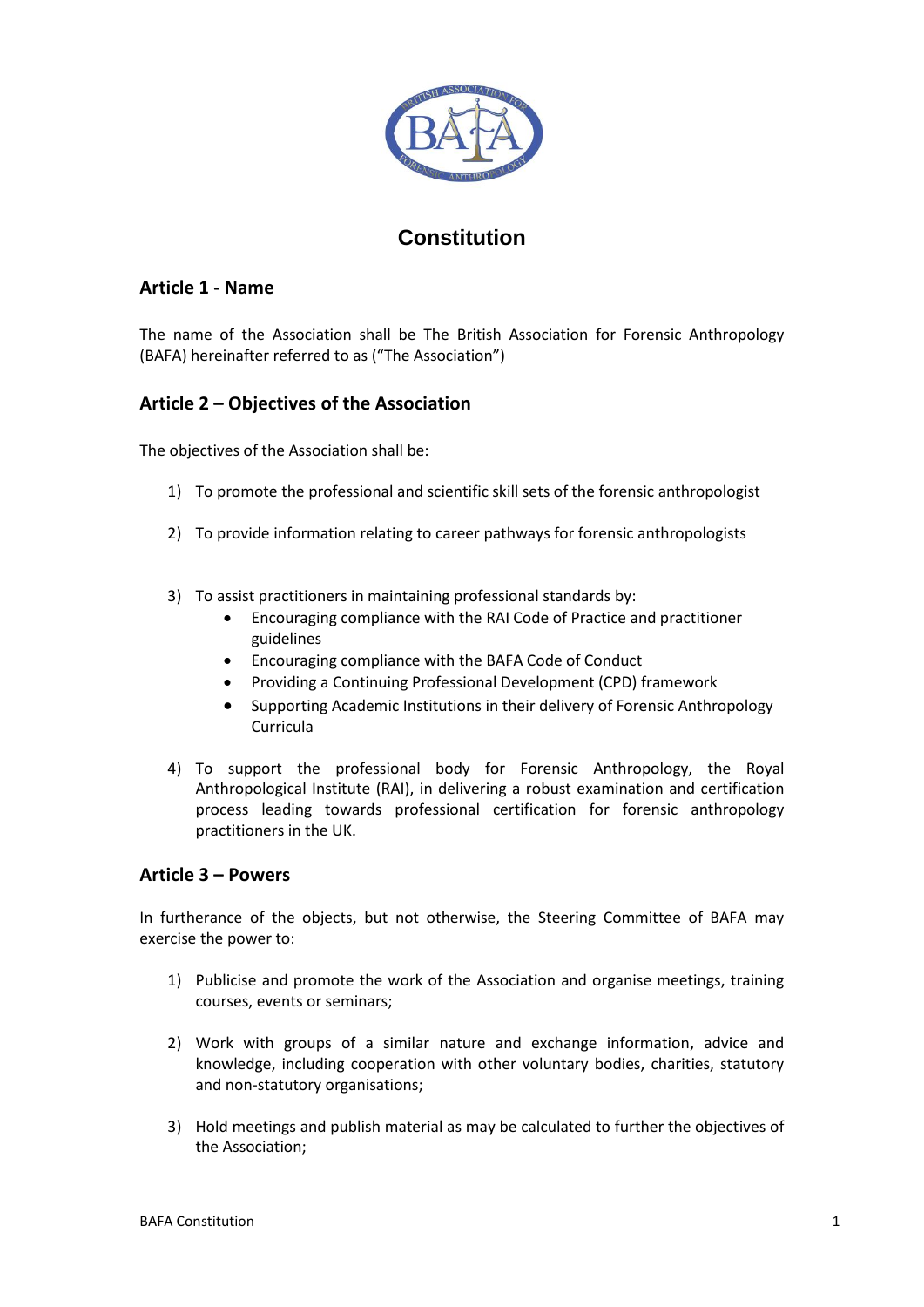# Constitution

## Article 1 - Name

The name of the Association shall be The British Association for Forensic Anthropology (BAFA) hereinafter referred to as ("The Association")

## Article 2 – Objectives of the Association

The objectives of the Association shall be:

1) To promote the professional and scientific skill sets of the forensic anthropologist

2) To provide information relating to career pathways for forensic anthropologists

3) To assist practitioners in maintaining professional standards by:
   - Encouraging compliance with the RAI Code of Practice and practitioner guidelines
   - Encouraging compliance with the BAFA Code of Conduct
   - Providing a Continuing Professional Development (CPD) framework
   - Supporting Academic Institutions in their delivery of Forensic Anthropology Curricula

4) To support the professional body for Forensic Anthropology, the Royal Anthropological Institute (RAI), in delivering a robust examination and certification process leading towards professional certification for forensic anthropology practitioners in the UK.

## Article 3 – Powers

In furtherance of the objects, but not otherwise, the Steering Committee of BAFA may exercise the power to:

1) Publicise and promote the work of the Association and organise meetings, training courses, events or seminars;

2) Work with groups of a similar nature and exchange information, advice and knowledge, including cooperation with other voluntary bodies, charities, statutory and non-statutory organisations;

3) Hold meetings and publish material as may be calculated to further the objectives of the Association;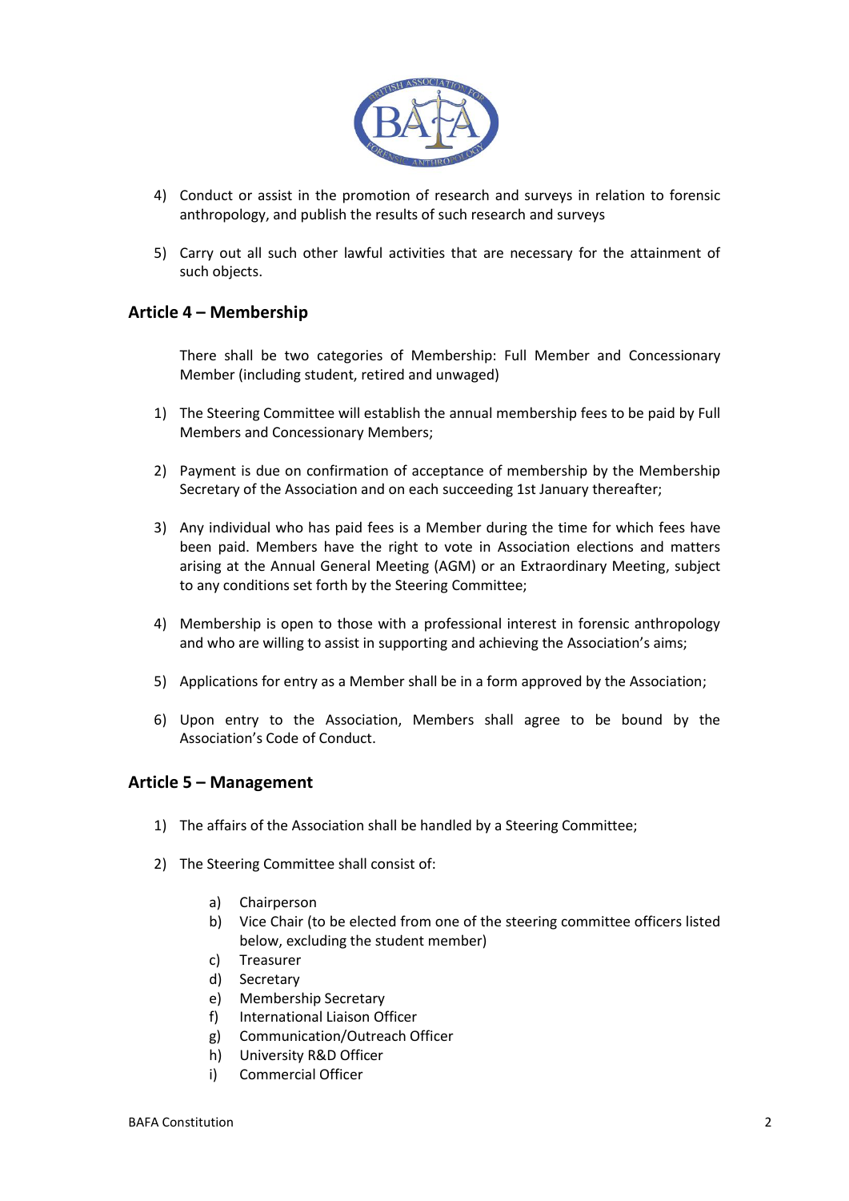4) Conduct or assist in the promotion of research and surveys in relation to forensic anthropology, and publish the results of such research and surveys

5) Carry out all such other lawful activities that are necessary for the attainment of such objects.

## Article 4 – Membership

There shall be two categories of Membership: Full Member and Concessionary Member (including student, retired and unwaged)

1) The Steering Committee will establish the annual membership fees to be paid by Full Members and Concessionary Members;

2) Payment is due on confirmation of acceptance of membership by the Membership Secretary of the Association and on each succeeding 1st January thereafter;

3) Any individual who has paid fees is a Member during the time for which fees have been paid. Members have the right to vote in Association elections and matters arising at the Annual General Meeting (AGM) or an Extraordinary Meeting, subject to any conditions set forth by the Steering Committee;

4) Membership is open to those with a professional interest in forensic anthropology and who are willing to assist in supporting and achieving the Association's aims;

5) Applications for entry as a Member shall be in a form approved by the Association;

6) Upon entry to the Association, Members shall agree to be bound by the Association's Code of Conduct.

## Article 5 – Management

1) The affairs of the Association shall be handled by a Steering Committee;

2) The Steering Committee shall consist of:

   a) Chairperson
   b) Vice Chair (to be elected from one of the steering committee officers listed below, excluding the student member)
   c) Treasurer
   d) Secretary
   e) Membership Secretary
   f) International Liaison Officer
   g) Communication/Outreach Officer
   h) University R&D Officer
   i) Commercial Officer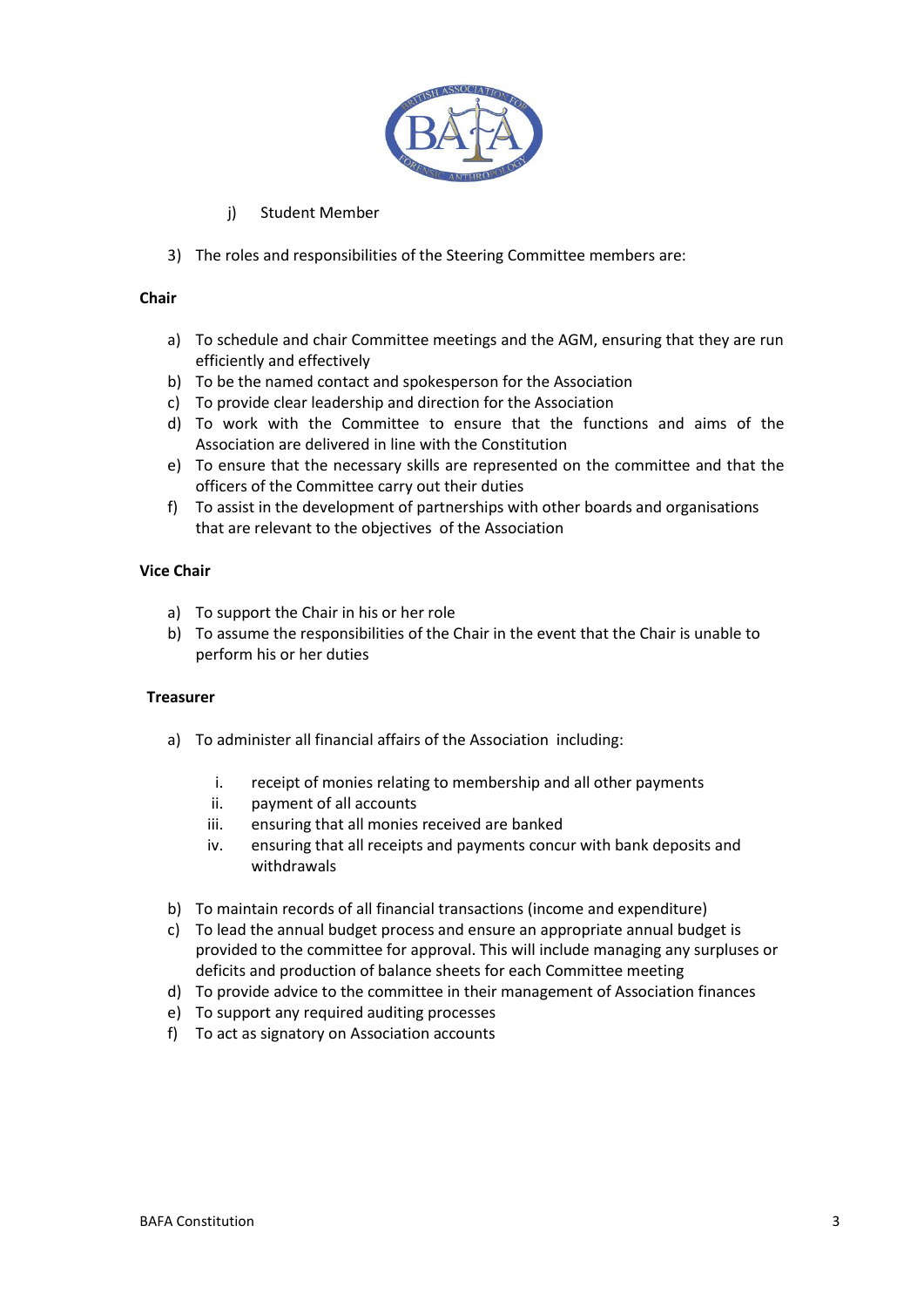j) Student Member

3) The roles and responsibilities of the Steering Committee members are:

**Chair**

a) To schedule and chair Committee meetings and the AGM, ensuring that they are run efficiently and effectively
b) To be the named contact and spokesperson for the Association
c) To provide clear leadership and direction for the Association
d) To work with the Committee to ensure that the functions and aims of the Association are delivered in line with the Constitution
e) To ensure that the necessary skills are represented on the committee and that the officers of the Committee carry out their duties
f) To assist in the development of partnerships with other boards and organisations that are relevant to the objectives of the Association

**Vice Chair**

a) To support the Chair in his or her role
b) To assume the responsibilities of the Chair in the event that the Chair is unable to perform his or her duties

**Treasurer**

a) To administer all financial affairs of the Association including:

   i. receipt of monies relating to membership and all other payments
   ii. payment of all accounts
   iii. ensuring that all monies received are banked
   iv. ensuring that all receipts and payments concur with bank deposits and withdrawals

b) To maintain records of all financial transactions (income and expenditure)
c) To lead the annual budget process and ensure an appropriate annual budget is provided to the committee for approval. This will include managing any surpluses or deficits and production of balance sheets for each Committee meeting
d) To provide advice to the committee in their management of Association finances
e) To support any required auditing processes
f) To act as signatory on Association accounts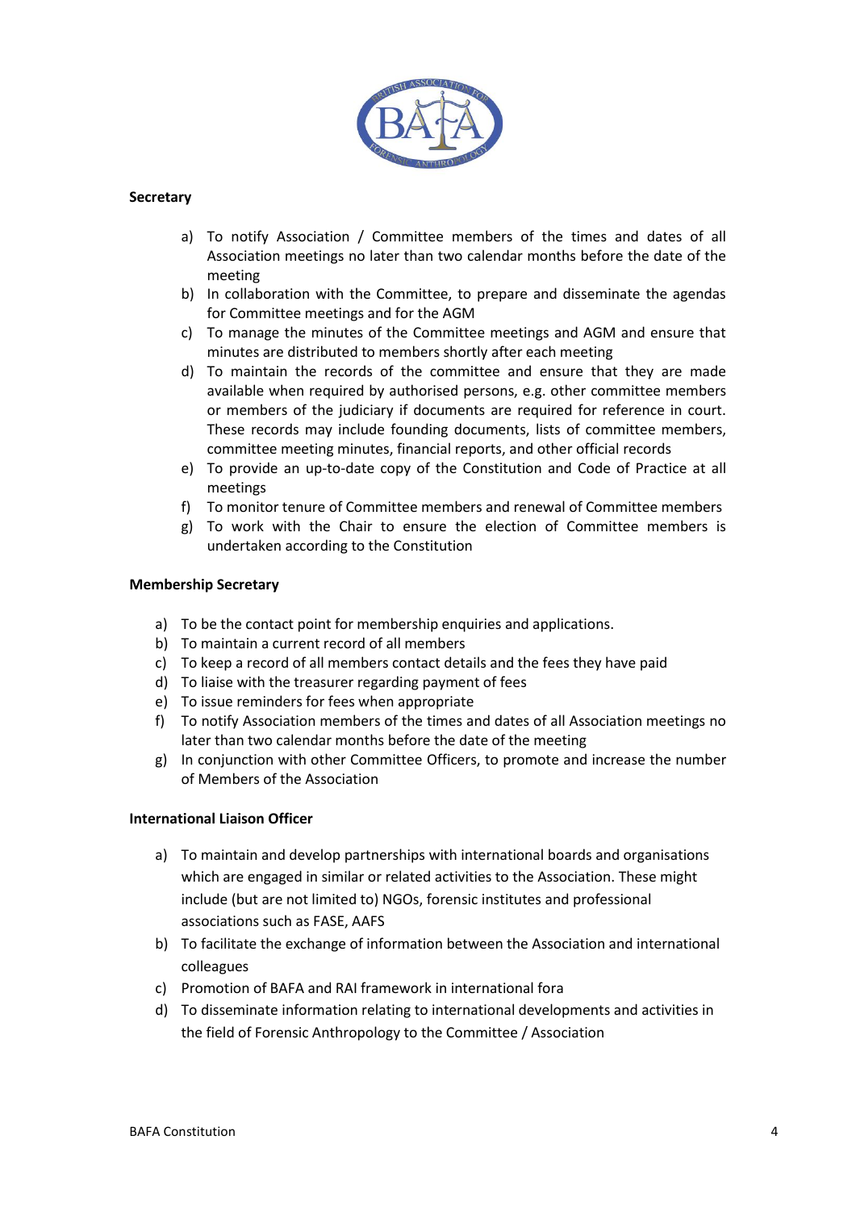**Secretary**

a) To notify Association / Committee members of the times and dates of all Association meetings no later than two calendar months before the date of the meeting
b) In collaboration with the Committee, to prepare and disseminate the agendas for Committee meetings and for the AGM
c) To manage the minutes of the Committee meetings and AGM and ensure that minutes are distributed to members shortly after each meeting
d) To maintain the records of the committee and ensure that they are made available when required by authorised persons, e.g. other committee members or members of the judiciary if documents are required for reference in court. These records may include founding documents, lists of committee members, committee meeting minutes, financial reports, and other official records
e) To provide an up-to-date copy of the Constitution and Code of Practice at all meetings
f) To monitor tenure of Committee members and renewal of Committee members
g) To work with the Chair to ensure the election of Committee members is undertaken according to the Constitution

**Membership Secretary**

a) To be the contact point for membership enquiries and applications.
b) To maintain a current record of all members
c) To keep a record of all members contact details and the fees they have paid
d) To liaise with the treasurer regarding payment of fees
e) To issue reminders for fees when appropriate
f) To notify Association members of the times and dates of all Association meetings no later than two calendar months before the date of the meeting
g) In conjunction with other Committee Officers, to promote and increase the number of Members of the Association

**International Liaison Officer**

a) To maintain and develop partnerships with international boards and organisations which are engaged in similar or related activities to the Association. These might include (but are not limited to) NGOs, forensic institutes and professional associations such as FASE, AAFS
b) To facilitate the exchange of information between the Association and international colleagues
c) Promotion of BAFA and RAI framework in international fora
d) To disseminate information relating to international developments and activities in the field of Forensic Anthropology to the Committee / Association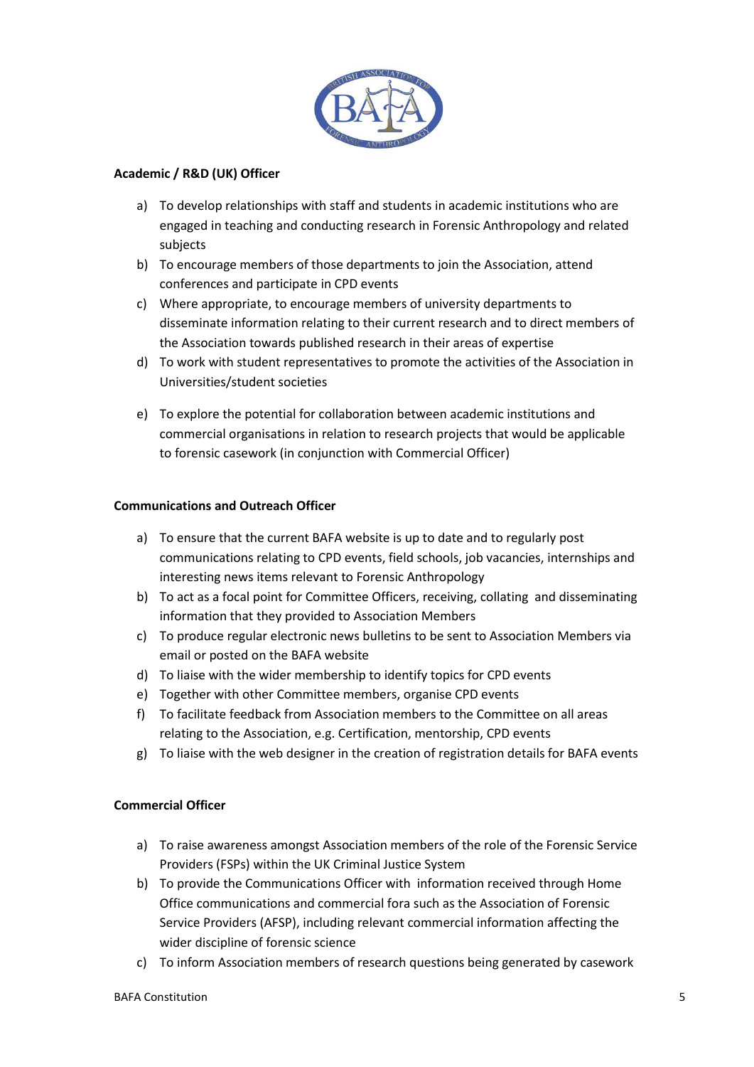### Academic / R&D (UK) Officer

a) To develop relationships with staff and students in academic institutions who are engaged in teaching and conducting research in Forensic Anthropology and related subjects

b) To encourage members of those departments to join the Association, attend conferences and participate in CPD events

c) Where appropriate, to encourage members of university departments to disseminate information relating to their current research and to direct members of the Association towards published research in their areas of expertise

d) To work with student representatives to promote the activities of the Association in Universities/student societies

e) To explore the potential for collaboration between academic institutions and commercial organisations in relation to research projects that would be applicable to forensic casework (in conjunction with Commercial Officer)

### Communications and Outreach Officer

a) To ensure that the current BAFA website is up to date and to regularly post communications relating to CPD events, field schools, job vacancies, internships and interesting news items relevant to Forensic Anthropology

b) To act as a focal point for Committee Officers, receiving, collating and disseminating information that they provided to Association Members

c) To produce regular electronic news bulletins to be sent to Association Members via email or posted on the BAFA website

d) To liaise with the wider membership to identify topics for CPD events

e) Together with other Committee members, organise CPD events

f) To facilitate feedback from Association members to the Committee on all areas relating to the Association, e.g. Certification, mentorship, CPD events

g) To liaise with the web designer in the creation of registration details for BAFA events

### Commercial Officer

a) To raise awareness amongst Association members of the role of the Forensic Service Providers (FSPs) within the UK Criminal Justice System

b) To provide the Communications Officer with information received through Home Office communications and commercial fora such as the Association of Forensic Service Providers (AFSP), including relevant commercial information affecting the wider discipline of forensic science

c) To inform Association members of research questions being generated by casework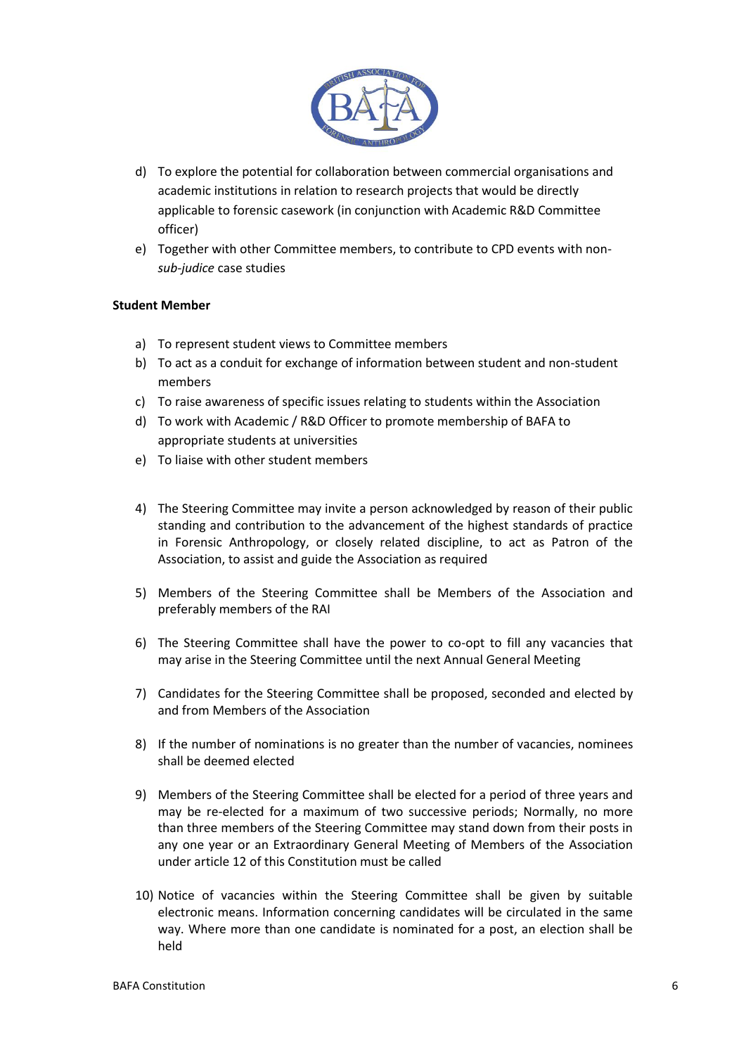d) To explore the potential for collaboration between commercial organisations and academic institutions in relation to research projects that would be directly applicable to forensic casework (in conjunction with Academic R&D Committee officer)
e) Together with other Committee members, to contribute to CPD events with non-*sub-judice* case studies

**Student Member**

a) To represent student views to Committee members
b) To act as a conduit for exchange of information between student and non-student members
c) To raise awareness of specific issues relating to students within the Association
d) To work with Academic / R&D Officer to promote membership of BAFA to appropriate students at universities
e) To liaise with other student members

4) The Steering Committee may invite a person acknowledged by reason of their public standing and contribution to the advancement of the highest standards of practice in Forensic Anthropology, or closely related discipline, to act as Patron of the Association, to assist and guide the Association as required

5) Members of the Steering Committee shall be Members of the Association and preferably members of the RAI

6) The Steering Committee shall have the power to co-opt to fill any vacancies that may arise in the Steering Committee until the next Annual General Meeting

7) Candidates for the Steering Committee shall be proposed, seconded and elected by and from Members of the Association

8) If the number of nominations is no greater than the number of vacancies, nominees shall be deemed elected

9) Members of the Steering Committee shall be elected for a period of three years and may be re-elected for a maximum of two successive periods; Normally, no more than three members of the Steering Committee may stand down from their posts in any one year or an Extraordinary General Meeting of Members of the Association under article 12 of this Constitution must be called

10) Notice of vacancies within the Steering Committee shall be given by suitable electronic means. Information concerning candidates will be circulated in the same way. Where more than one candidate is nominated for a post, an election shall be held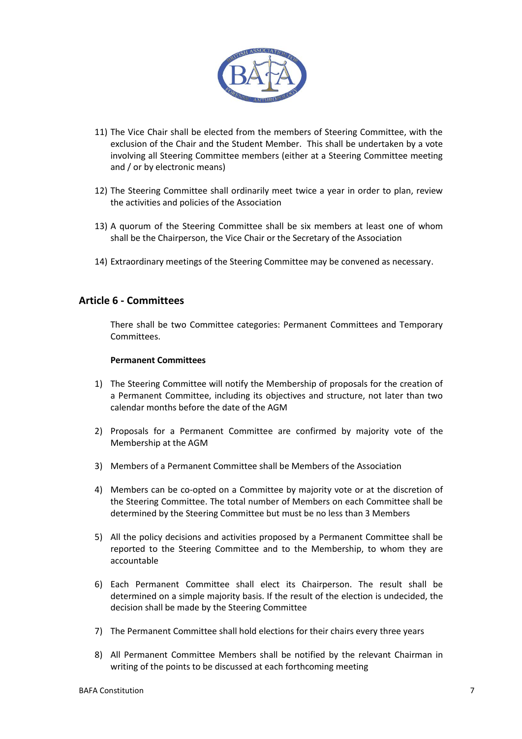11) The Vice Chair shall be elected from the members of Steering Committee, with the exclusion of the Chair and the Student Member. This shall be undertaken by a vote involving all Steering Committee members (either at a Steering Committee meeting and / or by electronic means)

12) The Steering Committee shall ordinarily meet twice a year in order to plan, review the activities and policies of the Association

13) A quorum of the Steering Committee shall be six members at least one of whom shall be the Chairperson, the Vice Chair or the Secretary of the Association

14) Extraordinary meetings of the Steering Committee may be convened as necessary.

## Article 6 - Committees

There shall be two Committee categories: Permanent Committees and Temporary Committees.

**Permanent Committees**

1) The Steering Committee will notify the Membership of proposals for the creation of a Permanent Committee, including its objectives and structure, not later than two calendar months before the date of the AGM

2) Proposals for a Permanent Committee are confirmed by majority vote of the Membership at the AGM

3) Members of a Permanent Committee shall be Members of the Association

4) Members can be co-opted on a Committee by majority vote or at the discretion of the Steering Committee. The total number of Members on each Committee shall be determined by the Steering Committee but must be no less than 3 Members

5) All the policy decisions and activities proposed by a Permanent Committee shall be reported to the Steering Committee and to the Membership, to whom they are accountable

6) Each Permanent Committee shall elect its Chairperson. The result shall be determined on a simple majority basis. If the result of the election is undecided, the decision shall be made by the Steering Committee

7) The Permanent Committee shall hold elections for their chairs every three years

8) All Permanent Committee Members shall be notified by the relevant Chairman in writing of the points to be discussed at each forthcoming meeting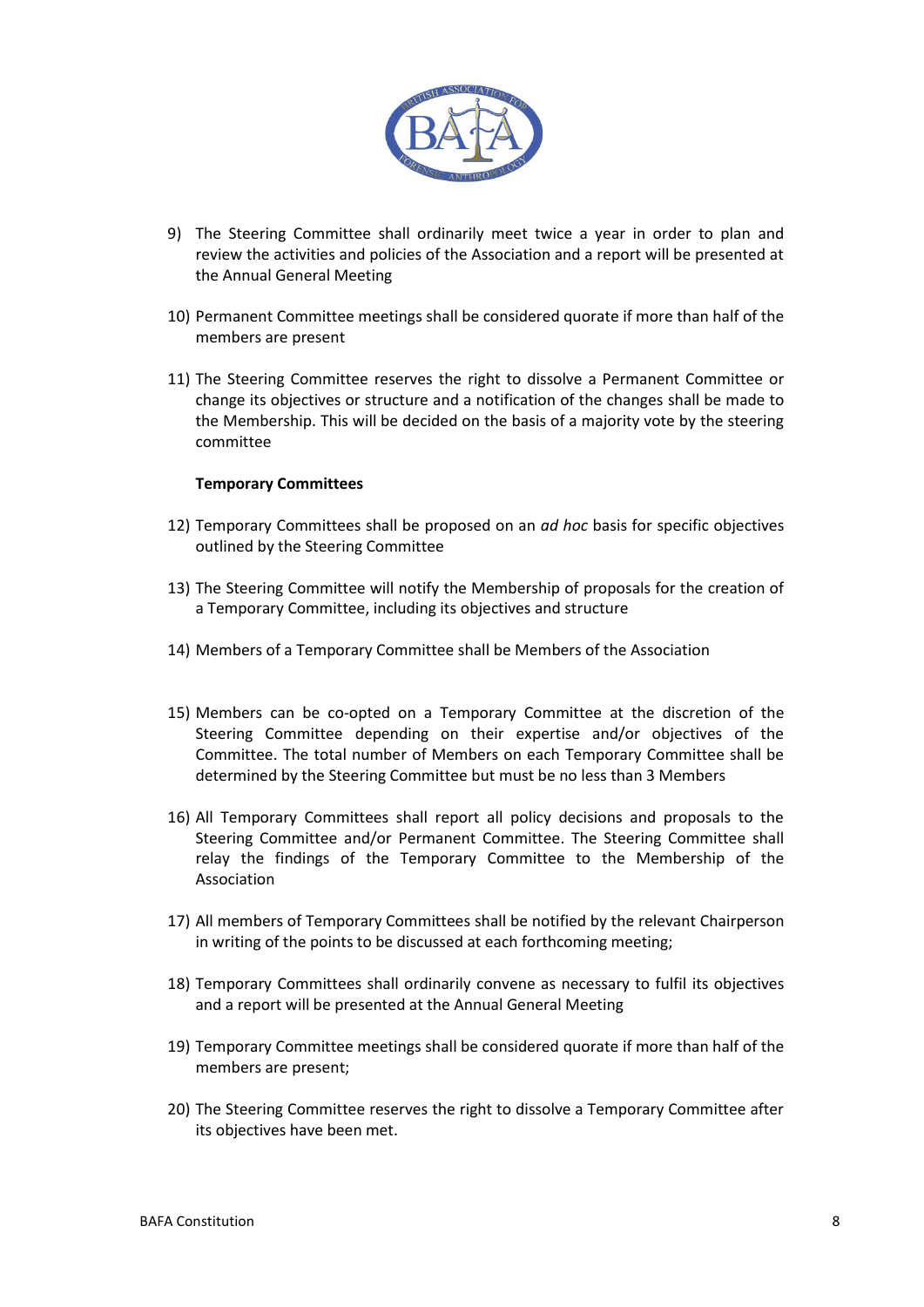9) The Steering Committee shall ordinarily meet twice a year in order to plan and review the activities and policies of the Association and a report will be presented at the Annual General Meeting

10) Permanent Committee meetings shall be considered quorate if more than half of the members are present

11) The Steering Committee reserves the right to dissolve a Permanent Committee or change its objectives or structure and a notification of the changes shall be made to the Membership. This will be decided on the basis of a majority vote by the steering committee

**Temporary Committees**

12) Temporary Committees shall be proposed on an *ad hoc* basis for specific objectives outlined by the Steering Committee

13) The Steering Committee will notify the Membership of proposals for the creation of a Temporary Committee, including its objectives and structure

14) Members of a Temporary Committee shall be Members of the Association

15) Members can be co-opted on a Temporary Committee at the discretion of the Steering Committee depending on their expertise and/or objectives of the Committee. The total number of Members on each Temporary Committee shall be determined by the Steering Committee but must be no less than 3 Members

16) All Temporary Committees shall report all policy decisions and proposals to the Steering Committee and/or Permanent Committee. The Steering Committee shall relay the findings of the Temporary Committee to the Membership of the Association

17) All members of Temporary Committees shall be notified by the relevant Chairperson in writing of the points to be discussed at each forthcoming meeting;

18) Temporary Committees shall ordinarily convene as necessary to fulfil its objectives and a report will be presented at the Annual General Meeting

19) Temporary Committee meetings shall be considered quorate if more than half of the members are present;

20) The Steering Committee reserves the right to dissolve a Temporary Committee after its objectives have been met.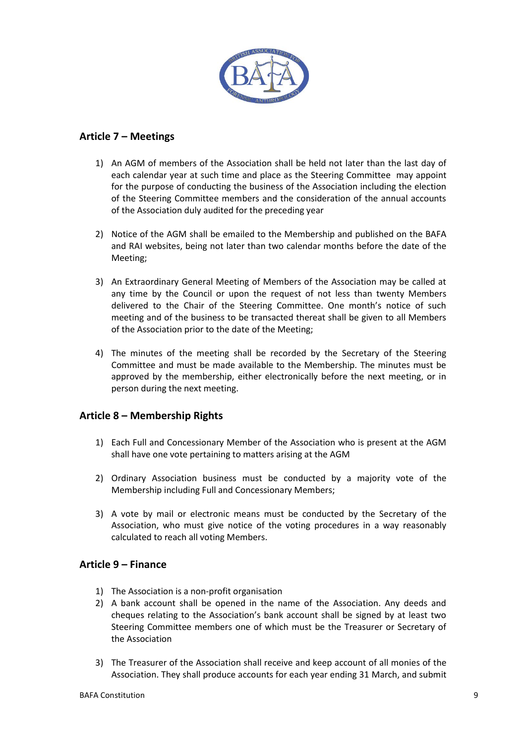## Article 7 – Meetings

1) An AGM of members of the Association shall be held not later than the last day of each calendar year at such time and place as the Steering Committee may appoint for the purpose of conducting the business of the Association including the election of the Steering Committee members and the consideration of the annual accounts of the Association duly audited for the preceding year

2) Notice of the AGM shall be emailed to the Membership and published on the BAFA and RAI websites, being not later than two calendar months before the date of the Meeting;

3) An Extraordinary General Meeting of Members of the Association may be called at any time by the Council or upon the request of not less than twenty Members delivered to the Chair of the Steering Committee. One month's notice of such meeting and of the business to be transacted thereat shall be given to all Members of the Association prior to the date of the Meeting;

4) The minutes of the meeting shall be recorded by the Secretary of the Steering Committee and must be made available to the Membership. The minutes must be approved by the membership, either electronically before the next meeting, or in person during the next meeting.

## Article 8 – Membership Rights

1) Each Full and Concessionary Member of the Association who is present at the AGM shall have one vote pertaining to matters arising at the AGM

2) Ordinary Association business must be conducted by a majority vote of the Membership including Full and Concessionary Members;

3) A vote by mail or electronic means must be conducted by the Secretary of the Association, who must give notice of the voting procedures in a way reasonably calculated to reach all voting Members.

## Article 9 – Finance

1) The Association is a non-profit organisation
2) A bank account shall be opened in the name of the Association. Any deeds and cheques relating to the Association's bank account shall be signed by at least two Steering Committee members one of which must be the Treasurer or Secretary of the Association

3) The Treasurer of the Association shall receive and keep account of all monies of the Association. They shall produce accounts for each year ending 31 March, and submit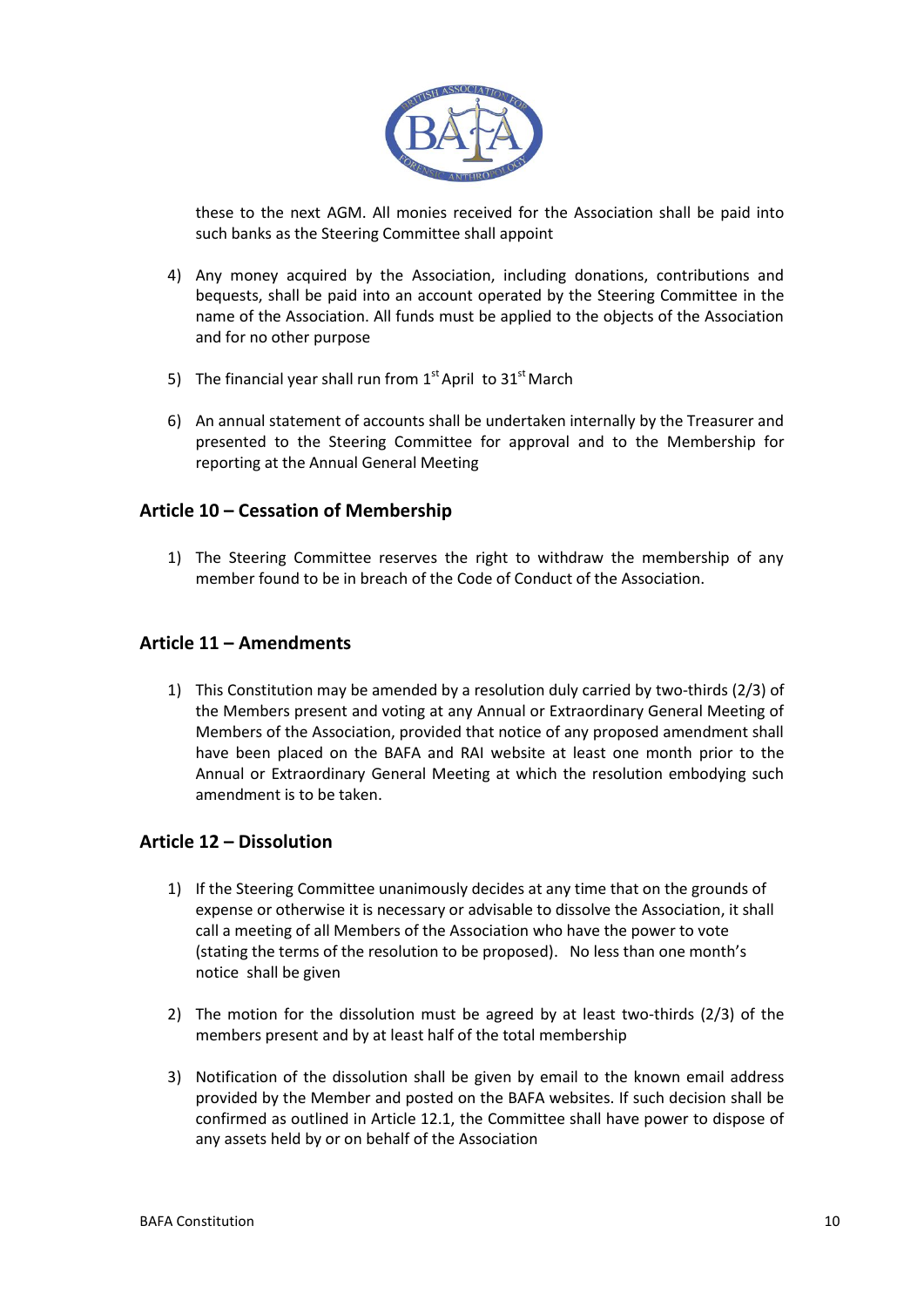these to the next AGM. All monies received for the Association shall be paid into such banks as the Steering Committee shall appoint

4) Any money acquired by the Association, including donations, contributions and bequests, shall be paid into an account operated by the Steering Committee in the name of the Association. All funds must be applied to the objects of the Association and for no other purpose

5) The financial year shall run from 1st April to 31st March

6) An annual statement of accounts shall be undertaken internally by the Treasurer and presented to the Steering Committee for approval and to the Membership for reporting at the Annual General Meeting

## Article 10 – Cessation of Membership

1) The Steering Committee reserves the right to withdraw the membership of any member found to be in breach of the Code of Conduct of the Association.

## Article 11 – Amendments

1) This Constitution may be amended by a resolution duly carried by two-thirds (2/3) of the Members present and voting at any Annual or Extraordinary General Meeting of Members of the Association, provided that notice of any proposed amendment shall have been placed on the BAFA and RAI website at least one month prior to the Annual or Extraordinary General Meeting at which the resolution embodying such amendment is to be taken.

## Article 12 – Dissolution

1) If the Steering Committee unanimously decides at any time that on the grounds of expense or otherwise it is necessary or advisable to dissolve the Association, it shall call a meeting of all Members of the Association who have the power to vote (stating the terms of the resolution to be proposed). No less than one month's notice shall be given

2) The motion for the dissolution must be agreed by at least two-thirds (2/3) of the members present and by at least half of the total membership

3) Notification of the dissolution shall be given by email to the known email address provided by the Member and posted on the BAFA websites. If such decision shall be confirmed as outlined in Article 12.1, the Committee shall have power to dispose of any assets held by or on behalf of the Association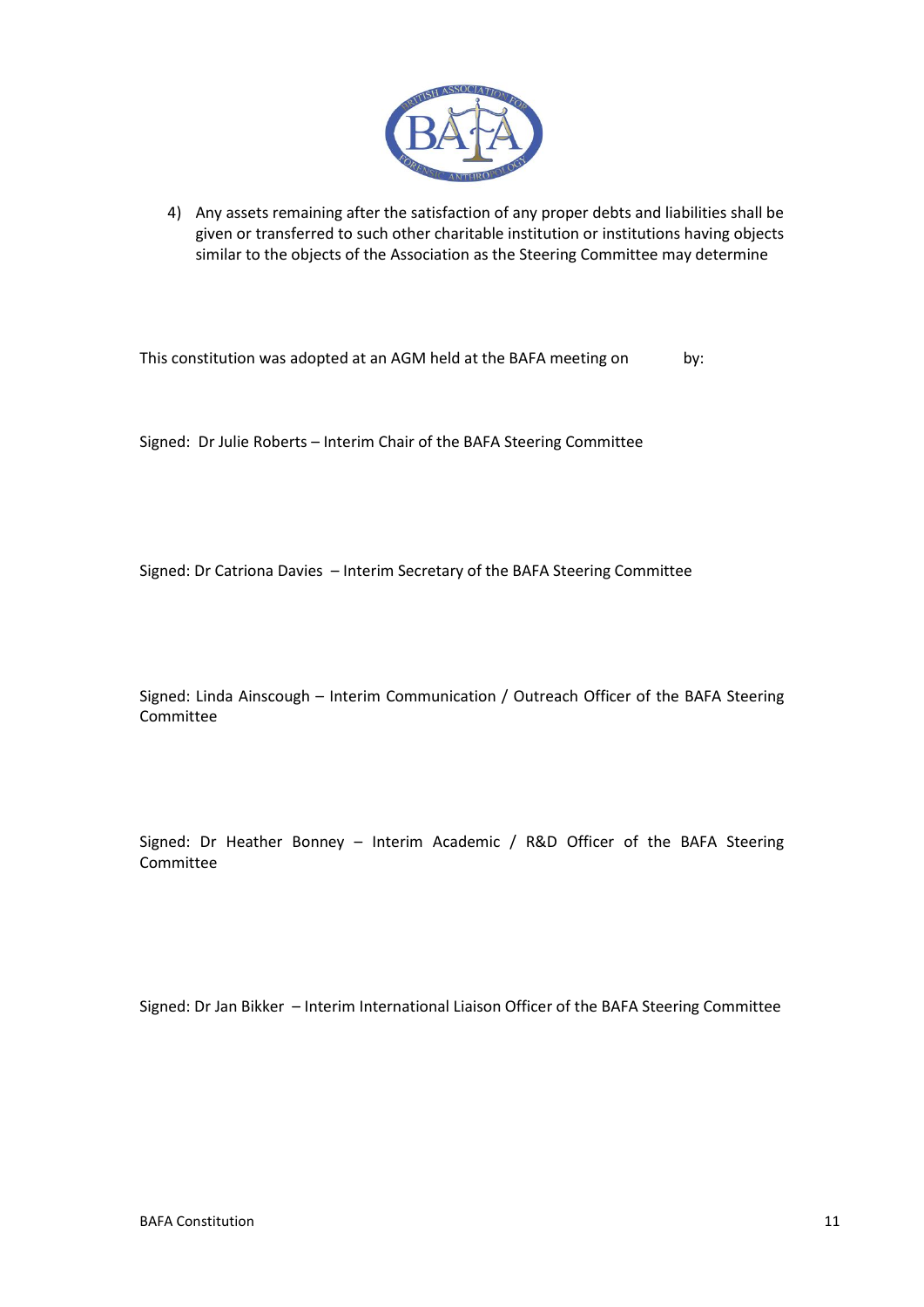4) Any assets remaining after the satisfaction of any proper debts and liabilities shall be given or transferred to such other charitable institution or institutions having objects similar to the objects of the Association as the Steering Committee may determine

This constitution was adopted at an AGM held at the BAFA meeting on by:

Signed: Dr Julie Roberts – Interim Chair of the BAFA Steering Committee

Signed: Dr Catriona Davies – Interim Secretary of the BAFA Steering Committee

Signed: Linda Ainscough – Interim Communication / Outreach Officer of the BAFA Steering Committee

Signed: Dr Heather Bonney – Interim Academic / R&D Officer of the BAFA Steering Committee

Signed: Dr Jan Bikker – Interim International Liaison Officer of the BAFA Steering Committee